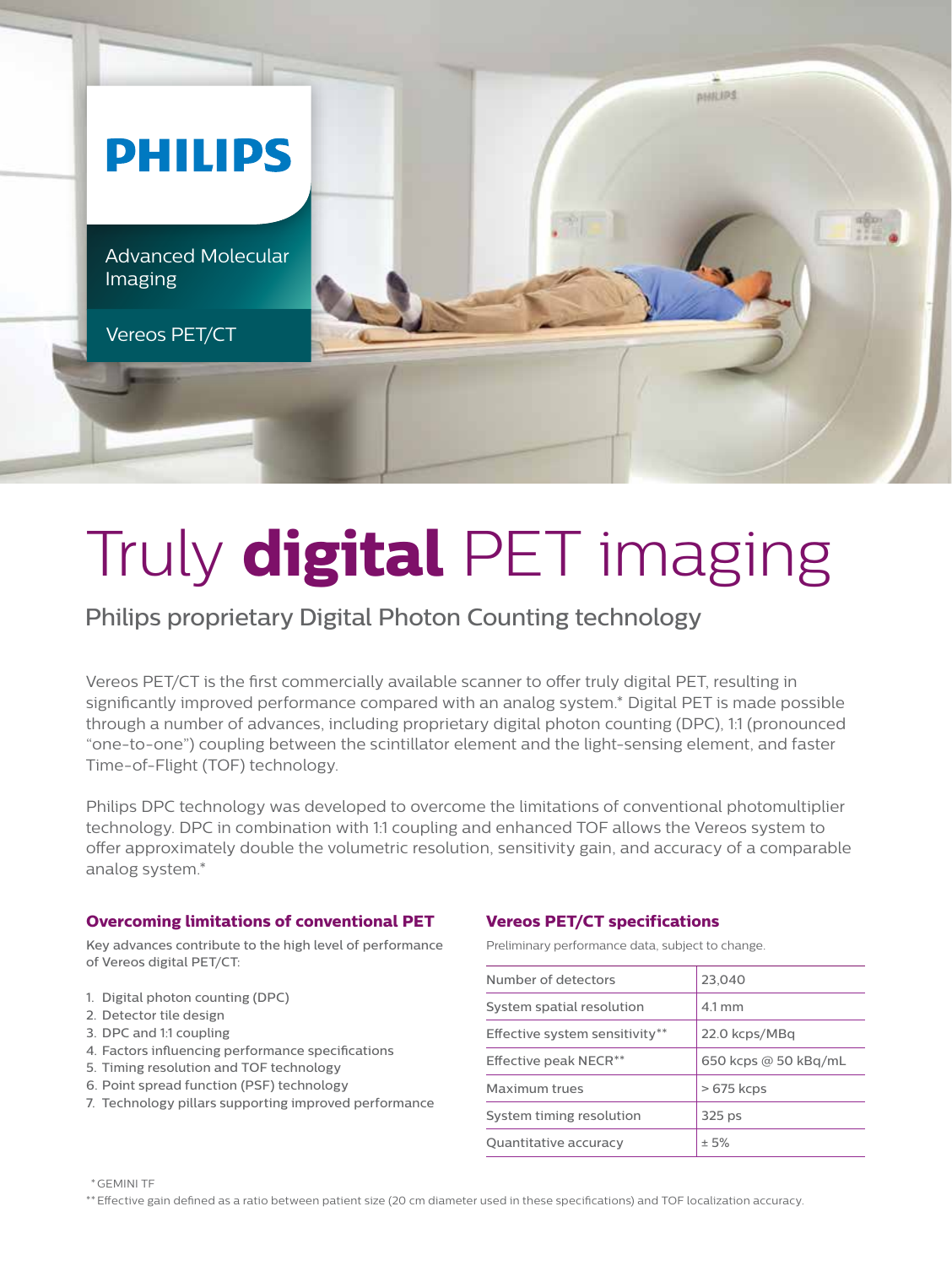PHILIPS

Advanced Molecular Imaging

Vereos PET/CT

# Truly **digital** PET imaging

## Philips proprietary Digital Photon Counting technology

Vereos PET/CT is the first commercially available scanner to offer truly digital PET, resulting in significantly improved performance compared with an analog system.* Digital PET is made possible through a number of advances, including proprietary digital photon counting (DPC), 1:1 (pronounced "one-to-one") coupling between the scintillator element and the light-sensing element, and faster Time-of-Flight (TOF) technology.

Philips DPC technology was developed to overcome the limitations of conventional photomultiplier technology. DPC in combination with 1:1 coupling and enhanced TOF allows the Vereos system to offer approximately double the volumetric resolution, sensitivity gain, and accuracy of a comparable analog system.*

### Overcoming limitations of conventional PET

Key advances contribute to the high level of performance of Vereos digital PET/CT:

1. Digital photon counting (DPC)
2. Detector tile design
3. DPC and 1:1 coupling
4. Factors influencing performance specifications
5. Timing resolution and TOF technology
6. Point spread function (PSF) technology
7. Technology pillars supporting improved performance

### Vereos PET/CT specifications

Preliminary performance data, subject to change.

| | |
|---|---|
| Number of detectors | 23,040 |
| System spatial resolution | 4.1 mm |
| Effective system sensitivity** | 22.0 kcps/MBq |
| Effective peak NECR** | 650 kcps @ 50 kBq/mL |
| Maximum trues | > 675 kcps |
| System timing resolution | 325 ps |
| Quantitative accuracy | ± 5% |

\* GEMINI TF

** Effective gain defined as a ratio between patient size (20 cm diameter used in these specifications) and TOF localization accuracy.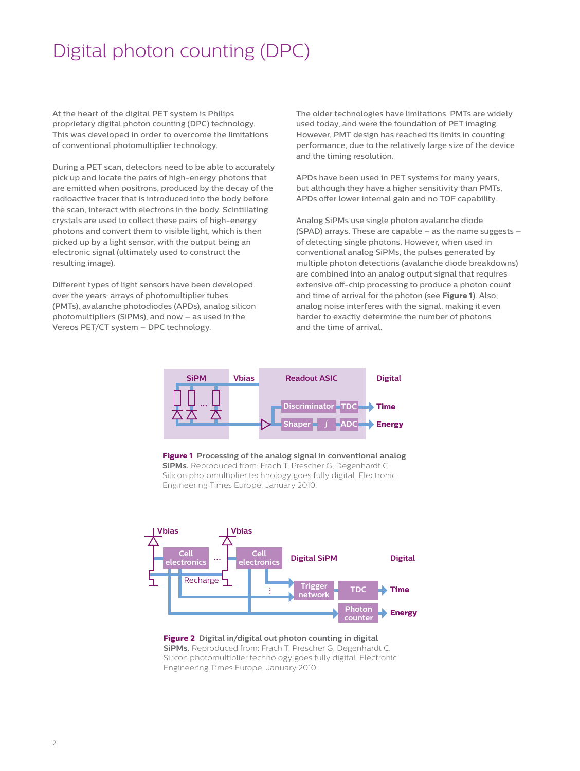# Digital photon counting (DPC)

At the heart of the digital PET system is Philips proprietary digital photon counting (DPC) technology. This was developed in order to overcome the limitations of conventional photomultiplier technology.

During a PET scan, detectors need to be able to accurately pick up and locate the pairs of high-energy photons that are emitted when positrons, produced by the decay of the radioactive tracer that is introduced into the body before the scan, interact with electrons in the body. Scintillating crystals are used to collect these pairs of high-energy photons and convert them to visible light, which is then picked up by a light sensor, with the output being an electronic signal (ultimately used to construct the resulting image).

Different types of light sensors have been developed over the years: arrays of photomultiplier tubes (PMTs), avalanche photodiodes (APDs), analog silicon photomultipliers (SiPMs), and now – as used in the Vereos PET/CT system – DPC technology.

The older technologies have limitations. PMTs are widely used today, and were the foundation of PET imaging. However, PMT design has reached its limits in counting performance, due to the relatively large size of the device and the timing resolution.

APDs have been used in PET systems for many years, but although they have a higher sensitivity than PMTs, APDs offer lower internal gain and no TOF capability.

Analog SiPMs use single photon avalanche diode (SPAD) arrays. These are capable – as the name suggests – of detecting single photons. However, when used in conventional analog SiPMs, the pulses generated by multiple photon detections (avalanche diode breakdowns) are combined into an analog output signal that requires extensive off-chip processing to produce a photon count and time of arrival for the photon (see **Figure 1**). Also, analog noise interferes with the signal, making it even harder to exactly determine the number of photons and the time of arrival.

**Figure 1** **Processing of the analog signal in conventional analog SiPMs.** Reproduced from: Frach T, Prescher G, Degenhardt C. Silicon photomultiplier technology goes fully digital. Electronic Engineering Times Europe, January 2010.

**Figure 2** **Digital in/digital out photon counting in digital SiPMs.** Reproduced from: Frach T, Prescher G, Degenhardt C. Silicon photomultiplier technology goes fully digital. Electronic Engineering Times Europe, January 2010.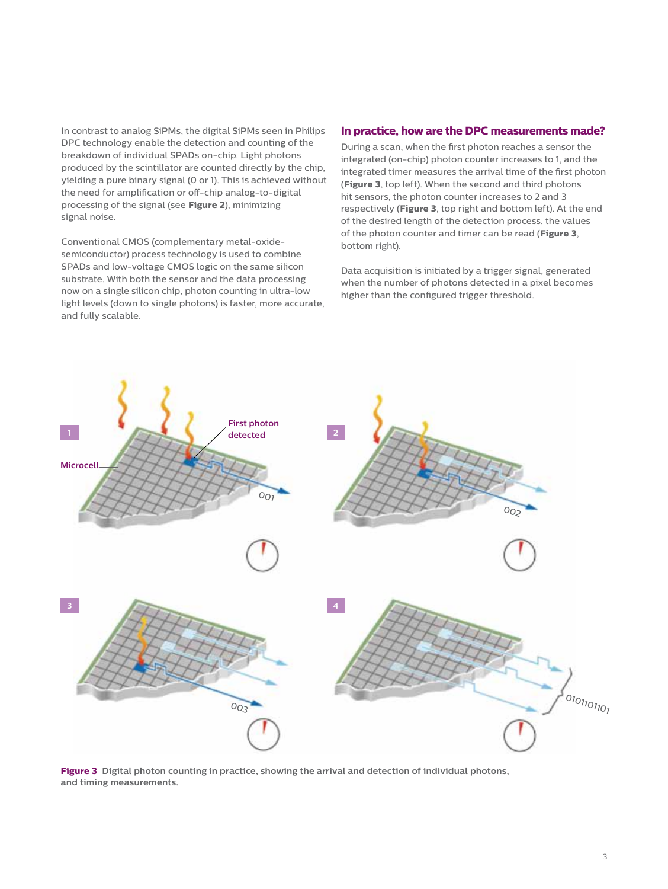In contrast to analog SiPMs, the digital SiPMs seen in Philips DPC technology enable the detection and counting of the breakdown of individual SPADs on-chip. Light photons produced by the scintillator are counted directly by the chip, yielding a pure binary signal (0 or 1). This is achieved without the need for amplification or off-chip analog-to-digital processing of the signal (see **Figure 2**), minimizing signal noise.

Conventional CMOS (complementary metal-oxide-semiconductor) process technology is used to combine SPADs and low-voltage CMOS logic on the same silicon substrate. With both the sensor and the data processing now on a single silicon chip, photon counting in ultra-low light levels (down to single photons) is faster, more accurate, and fully scalable.

## In practice, how are the DPC measurements made?

During a scan, when the first photon reaches a sensor the integrated (on-chip) photon counter increases to 1, and the integrated timer measures the arrival time of the first photon (**Figure 3**, top left). When the second and third photons hit sensors, the photon counter increases to 2 and 3 respectively (**Figure 3**, top right and bottom left). At the end of the desired length of the detection process, the values of the photon counter and timer can be read (**Figure 3**, bottom right).

Data acquisition is initiated by a trigger signal, generated when the number of photons detected in a pixel becomes higher than the configured trigger threshold.

**Figure 3** Digital photon counting in practice, showing the arrival and detection of individual photons, and timing measurements.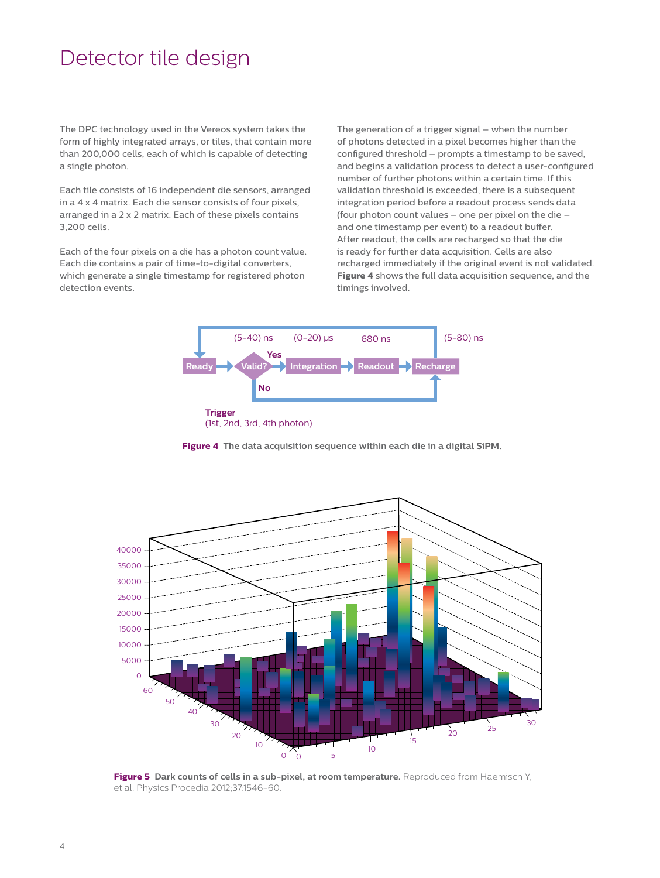# Detector tile design

The DPC technology used in the Vereos system takes the form of highly integrated arrays, or tiles, that contain more than 200,000 cells, each of which is capable of detecting a single photon.

Each tile consists of 16 independent die sensors, arranged in a 4 x 4 matrix. Each die sensor consists of four pixels, arranged in a 2 x 2 matrix. Each of these pixels contains 3,200 cells.

Each of the four pixels on a die has a photon count value. Each die contains a pair of time-to-digital converters, which generate a single timestamp for registered photon detection events.

The generation of a trigger signal – when the number of photons detected in a pixel becomes higher than the configured threshold – prompts a timestamp to be saved, and begins a validation process to detect a user-configured number of further photons within a certain time. If this validation threshold is exceeded, there is a subsequent integration period before a readout process sends data (four photon count values – one per pixel on the die – and one timestamp per event) to a readout buffer. After readout, the cells are recharged so that the die is ready for further data acquisition. Cells are also recharged immediately if the original event is not validated. **Figure 4** shows the full data acquisition sequence, and the timings involved.

**Figure 4** **The data acquisition sequence within each die in a digital SiPM.**

**Figure 5** **Dark counts of cells in a sub-pixel, at room temperature.** Reproduced from Haemisch Y, et al. Physics Procedia 2012;37:1546-60.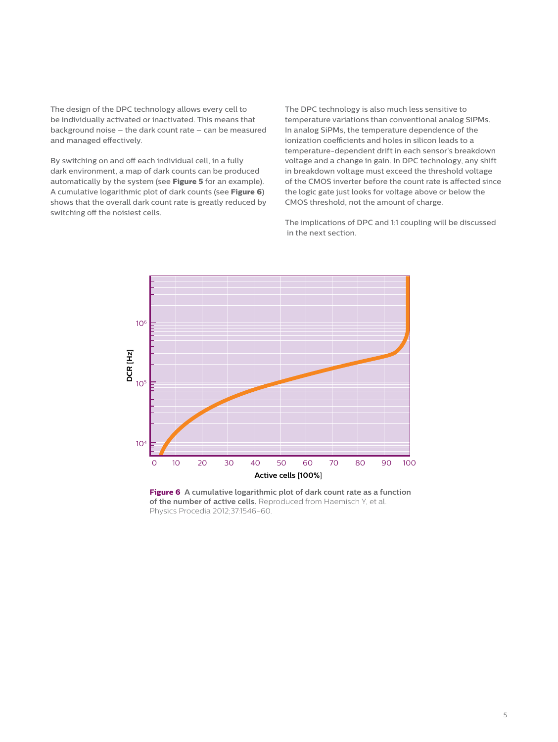The design of the DPC technology allows every cell to be individually activated or inactivated. This means that background noise – the dark count rate – can be measured and managed effectively.

By switching on and off each individual cell, in a fully dark environment, a map of dark counts can be produced automatically by the system (see **Figure 5** for an example). A cumulative logarithmic plot of dark counts (see **Figure 6**) shows that the overall dark count rate is greatly reduced by switching off the noisiest cells.

The DPC technology is also much less sensitive to temperature variations than conventional analog SiPMs. In analog SiPMs, the temperature dependence of the ionization coefficients and holes in silicon leads to a temperature-dependent drift in each sensor's breakdown voltage and a change in gain. In DPC technology, any shift in breakdown voltage must exceed the threshold voltage of the CMOS inverter before the count rate is affected since the logic gate just looks for voltage above or below the CMOS threshold, not the amount of charge.

The implications of DPC and 1:1 coupling will be discussed in the next section.

**Figure 6 A cumulative logarithmic plot of dark count rate as a function of the number of active cells.** Reproduced from Haemisch Y, et al. Physics Procedia 2012;37:1546-60.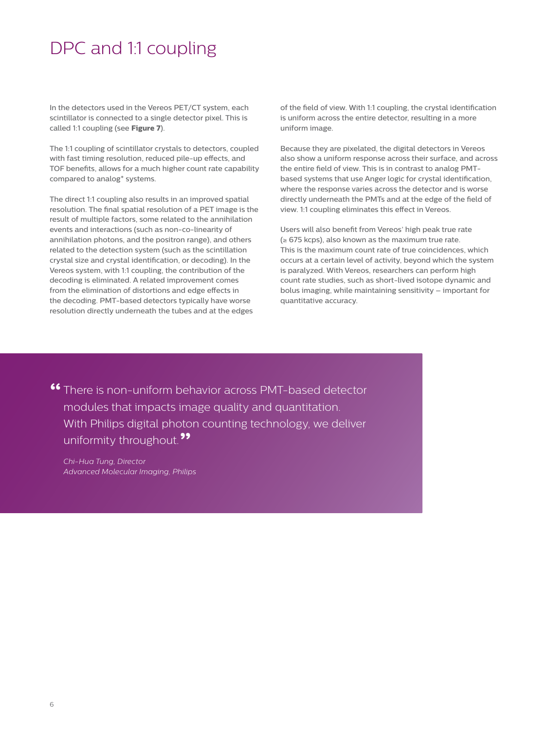# DPC and 1:1 coupling

In the detectors used in the Vereos PET/CT system, each scintillator is connected to a single detector pixel. This is called 1:1 coupling (see **Figure 7**).

The 1:1 coupling of scintillator crystals to detectors, coupled with fast timing resolution, reduced pile-up effects, and TOF benefits, allows for a much higher count rate capability compared to analog* systems.

The direct 1:1 coupling also results in an improved spatial resolution. The final spatial resolution of a PET image is the result of multiple factors, some related to the annihilation events and interactions (such as non-co-linearity of annihilation photons, and the positron range), and others related to the detection system (such as the scintillation crystal size and crystal identification, or decoding). In the Vereos system, with 1:1 coupling, the contribution of the decoding is eliminated. A related improvement comes from the elimination of distortions and edge effects in the decoding. PMT-based detectors typically have worse resolution directly underneath the tubes and at the edges of the field of view. With 1:1 coupling, the crystal identification is uniform across the entire detector, resulting in a more uniform image.

Because they are pixelated, the digital detectors in Vereos also show a uniform response across their surface, and across the entire field of view. This is in contrast to analog PMT-based systems that use Anger logic for crystal identification, where the response varies across the detector and is worse directly underneath the PMTs and at the edge of the field of view. 1:1 coupling eliminates this effect in Vereos.

Users will also benefit from Vereos' high peak true rate (≥ 675 kcps), also known as the maximum true rate. This is the maximum count rate of true coincidences, which occurs at a certain level of activity, beyond which the system is paralyzed. With Vereos, researchers can perform high count rate studies, such as short-lived isotope dynamic and bolus imaging, while maintaining sensitivity – important for quantitative accuracy.

> "There is non-uniform behavior across PMT-based detector modules that impacts image quality and quantitation. With Philips digital photon counting technology, we deliver uniformity throughout."
>
> *Chi-Hua Tung, Director*
> *Advanced Molecular Imaging, Philips*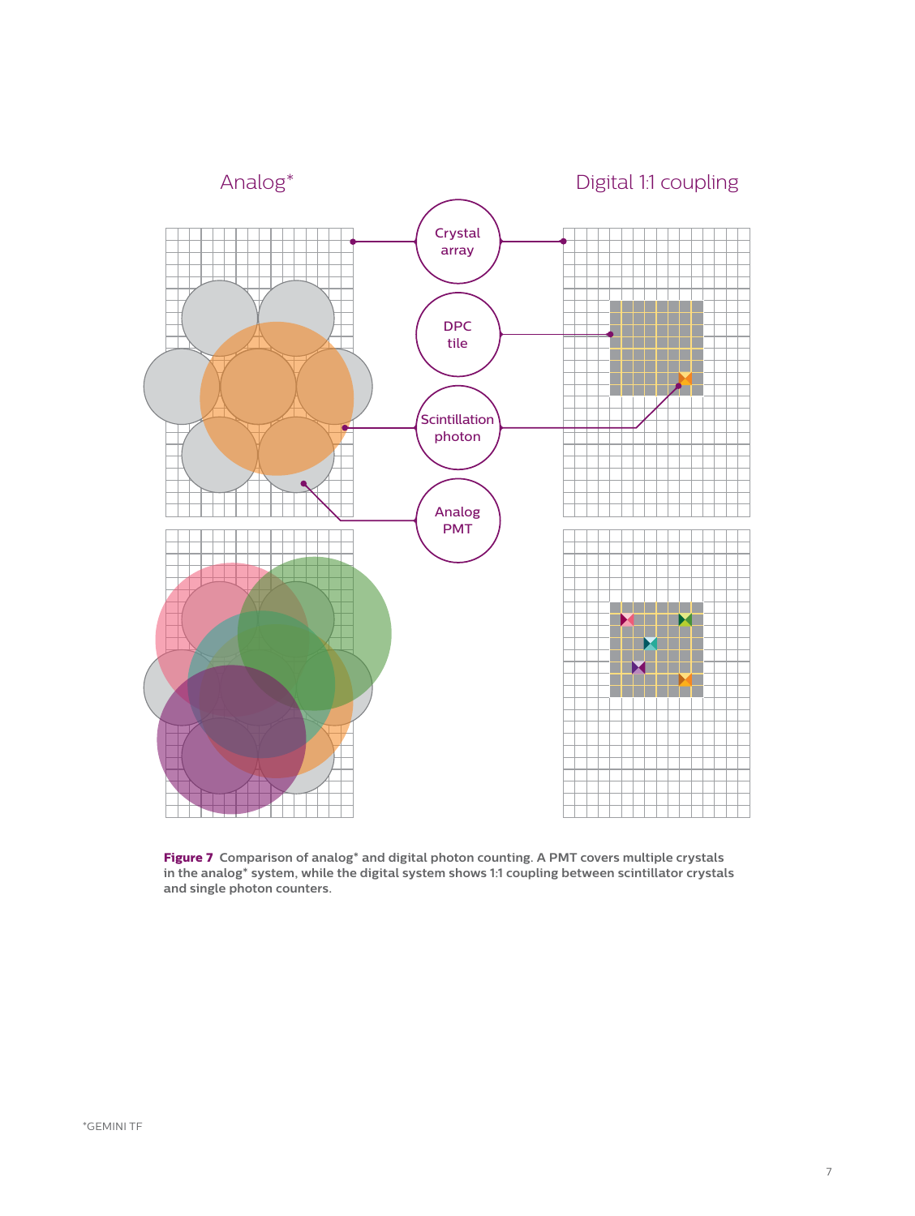Analog*

Digital 1:1 coupling

Crystal array

DPC tile

Scintillation photon

Analog PMT

**Figure 7** Comparison of analog* and digital photon counting. A PMT covers multiple crystals in the analog* system, while the digital system shows 1:1 coupling between scintillator crystals and single photon counters.

*GEMINI TF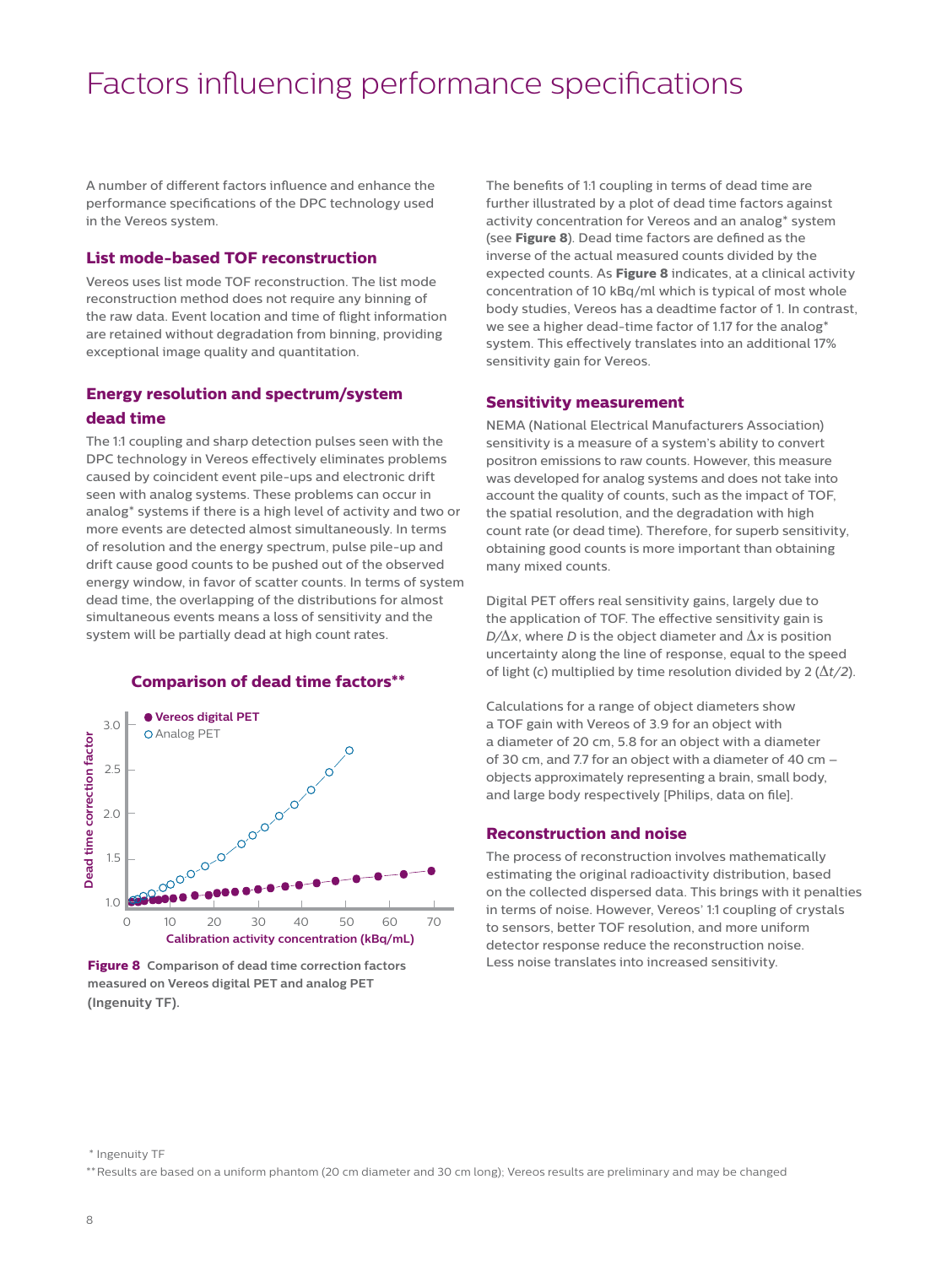# Factors influencing performance specifications

A number of different factors influence and enhance the performance specifications of the DPC technology used in the Vereos system.

### List mode-based TOF reconstruction

Vereos uses list mode TOF reconstruction. The list mode reconstruction method does not require any binning of the raw data. Event location and time of flight information are retained without degradation from binning, providing exceptional image quality and quantitation.

### Energy resolution and spectrum/system dead time

The 1:1 coupling and sharp detection pulses seen with the DPC technology in Vereos effectively eliminates problems caused by coincident event pile-ups and electronic drift seen with analog systems. These problems can occur in analog* systems if there is a high level of activity and two or more events are detected almost simultaneously. In terms of resolution and the energy spectrum, pulse pile-up and drift cause good counts to be pushed out of the observed energy window, in favor of scatter counts. In terms of system dead time, the overlapping of the distributions for almost simultaneous events means a loss of sensitivity and the system will be partially dead at high count rates.

**Comparison of dead time factors****

**Figure 8** Comparison of dead time correction factors measured on Vereos digital PET and analog PET (Ingenuity TF).

The benefits of 1:1 coupling in terms of dead time are further illustrated by a plot of dead time factors against activity concentration for Vereos and an analog* system (see **Figure 8**). Dead time factors are defined as the inverse of the actual measured counts divided by the expected counts. As **Figure 8** indicates, at a clinical activity concentration of 10 kBq/ml which is typical of most whole body studies, Vereos has a deadtime factor of 1. In contrast, we see a higher dead-time factor of 1.17 for the analog* system. This effectively translates into an additional 17% sensitivity gain for Vereos.

### Sensitivity measurement

NEMA (National Electrical Manufacturers Association) sensitivity is a measure of a system's ability to convert positron emissions to raw counts. However, this measure was developed for analog systems and does not take into account the quality of counts, such as the impact of TOF, the spatial resolution, and the degradation with high count rate (or dead time). Therefore, for superb sensitivity, obtaining good counts is more important than obtaining many mixed counts.

Digital PET offers real sensitivity gains, largely due to the application of TOF. The effective sensitivity gain is $D/\Delta x$, where $D$ is the object diameter and $\Delta x$ is position uncertainty along the line of response, equal to the speed of light (c) multiplied by time resolution divided by 2 ($\Delta t/2$).

Calculations for a range of object diameters show a TOF gain with Vereos of 3.9 for an object with a diameter of 20 cm, 5.8 for an object with a diameter of 30 cm, and 7.7 for an object with a diameter of 40 cm – objects approximately representing a brain, small body, and large body respectively [Philips, data on file].

### Reconstruction and noise

The process of reconstruction involves mathematically estimating the original radioactivity distribution, based on the collected dispersed data. This brings with it penalties in terms of noise. However, Vereos' 1:1 coupling of crystals to sensors, better TOF resolution, and more uniform detector response reduce the reconstruction noise. Less noise translates into increased sensitivity.

\* Ingenuity TF

** Results are based on a uniform phantom (20 cm diameter and 30 cm long); Vereos results are preliminary and may be changed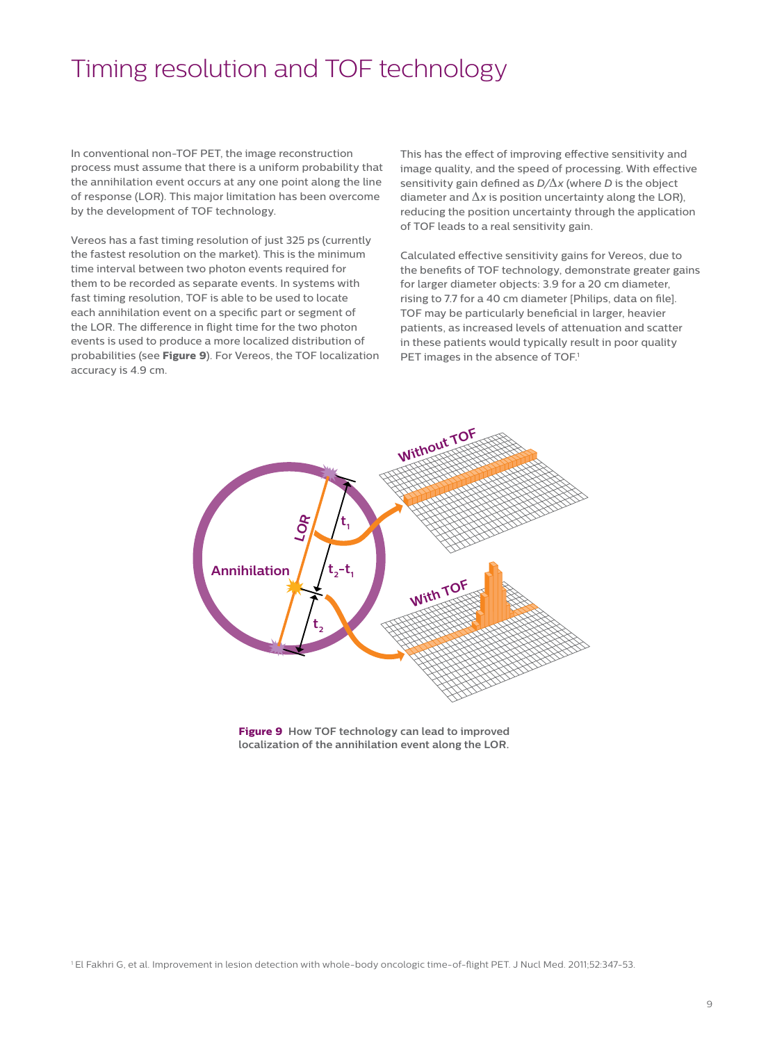# Timing resolution and TOF technology

In conventional non-TOF PET, the image reconstruction process must assume that there is a uniform probability that the annihilation event occurs at any one point along the line of response (LOR). This major limitation has been overcome by the development of TOF technology.

Vereos has a fast timing resolution of just 325 ps (currently the fastest resolution on the market). This is the minimum time interval between two photon events required for them to be recorded as separate events. In systems with fast timing resolution, TOF is able to be used to locate each annihilation event on a specific part or segment of the LOR. The difference in flight time for the two photon events is used to produce a more localized distribution of probabilities (see **Figure 9**). For Vereos, the TOF localization accuracy is 4.9 cm.

This has the effect of improving effective sensitivity and image quality, and the speed of processing. With effective sensitivity gain defined as $D/\Delta x$ (where $D$ is the object diameter and $\Delta x$ is position uncertainty along the LOR), reducing the position uncertainty through the application of TOF leads to a real sensitivity gain.

Calculated effective sensitivity gains for Vereos, due to the benefits of TOF technology, demonstrate greater gains for larger diameter objects: 3.9 for a 20 cm diameter, rising to 7.7 for a 40 cm diameter [Philips, data on file]. TOF may be particularly beneficial in larger, heavier patients, as increased levels of attenuation and scatter in these patients would typically result in poor quality PET images in the absence of TOF.[1]

**Figure 9** How TOF technology can lead to improved localization of the annihilation event along the LOR.

[1] El Fakhri G, et al. Improvement in lesion detection with whole-body oncologic time-of-flight PET. J Nucl Med. 2011;52:347-53.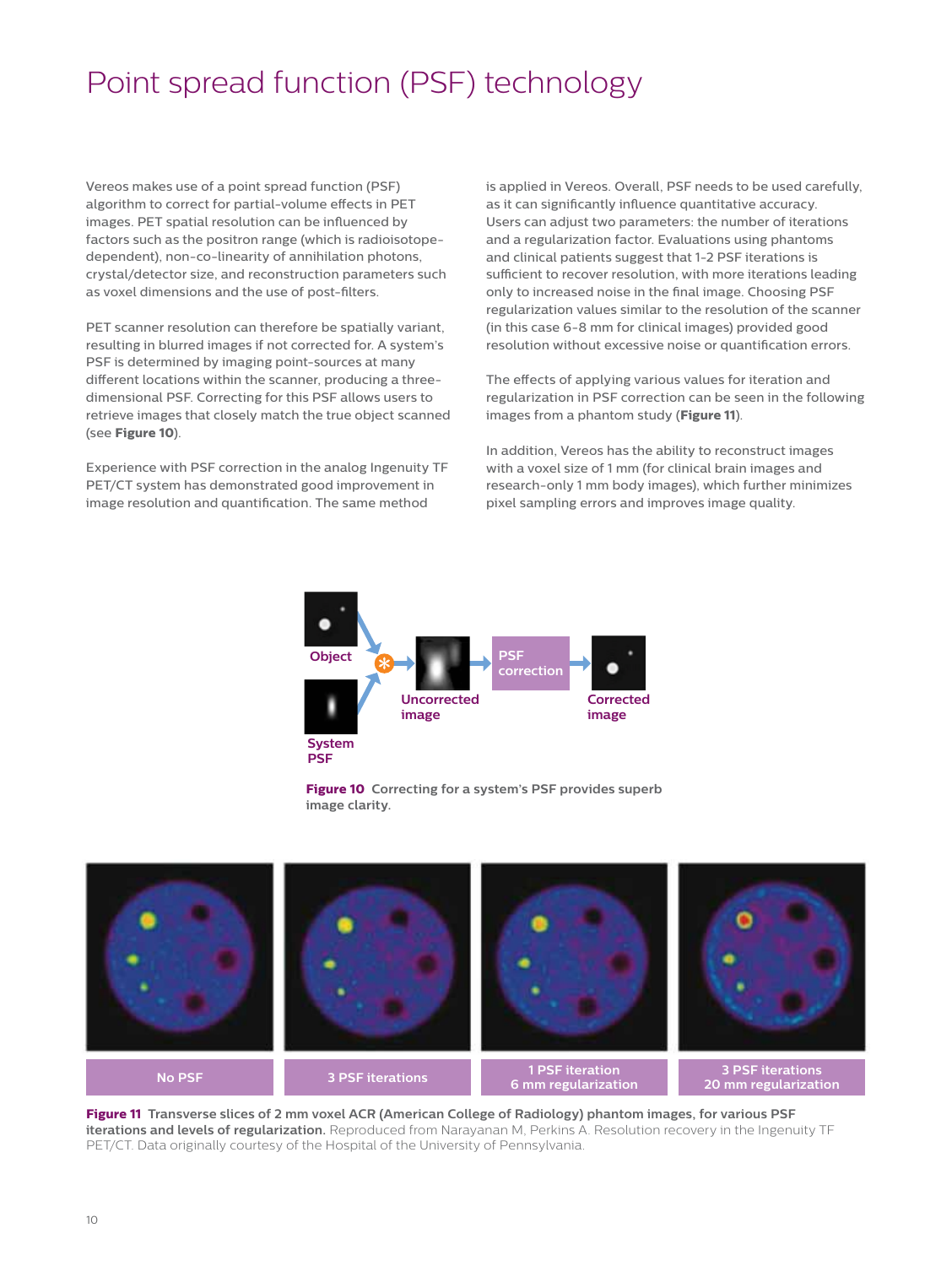# Point spread function (PSF) technology

Vereos makes use of a point spread function (PSF) algorithm to correct for partial-volume effects in PET images. PET spatial resolution can be influenced by factors such as the positron range (which is radioisotope-dependent), non-co-linearity of annihilation photons, crystal/detector size, and reconstruction parameters such as voxel dimensions and the use of post-filters.

PET scanner resolution can therefore be spatially variant, resulting in blurred images if not corrected for. A system's PSF is determined by imaging point-sources at many different locations within the scanner, producing a three-dimensional PSF. Correcting for this PSF allows users to retrieve images that closely match the true object scanned (see **Figure 10**).

Experience with PSF correction in the analog Ingenuity TF PET/CT system has demonstrated good improvement in image resolution and quantification. The same method is applied in Vereos. Overall, PSF needs to be used carefully, as it can significantly influence quantitative accuracy. Users can adjust two parameters: the number of iterations and a regularization factor. Evaluations using phantoms and clinical patients suggest that 1-2 PSF iterations is sufficient to recover resolution, with more iterations leading only to increased noise in the final image. Choosing PSF regularization values similar to the resolution of the scanner (in this case 6-8 mm for clinical images) provided good resolution without excessive noise or quantification errors.

The effects of applying various values for iteration and regularization in PSF correction can be seen in the following images from a phantom study (**Figure 11**).

In addition, Vereos has the ability to reconstruct images with a voxel size of 1 mm (for clinical brain images and research-only 1 mm body images), which further minimizes pixel sampling errors and improves image quality.

Object | System PSF | Uncorrected image | PSF correction | Corrected image

**Figure 10** Correcting for a system's PSF provides superb image clarity.

No PSF | 3 PSF iterations | 1 PSF iteration 6 mm regularization | 3 PSF iterations 20 mm regularization

**Figure 11** Transverse slices of 2 mm voxel ACR (American College of Radiology) phantom images, for various PSF iterations and levels of regularization. Reproduced from Narayanan M, Perkins A. Resolution recovery in the Ingenuity TF PET/CT. Data originally courtesy of the Hospital of the University of Pennsylvania.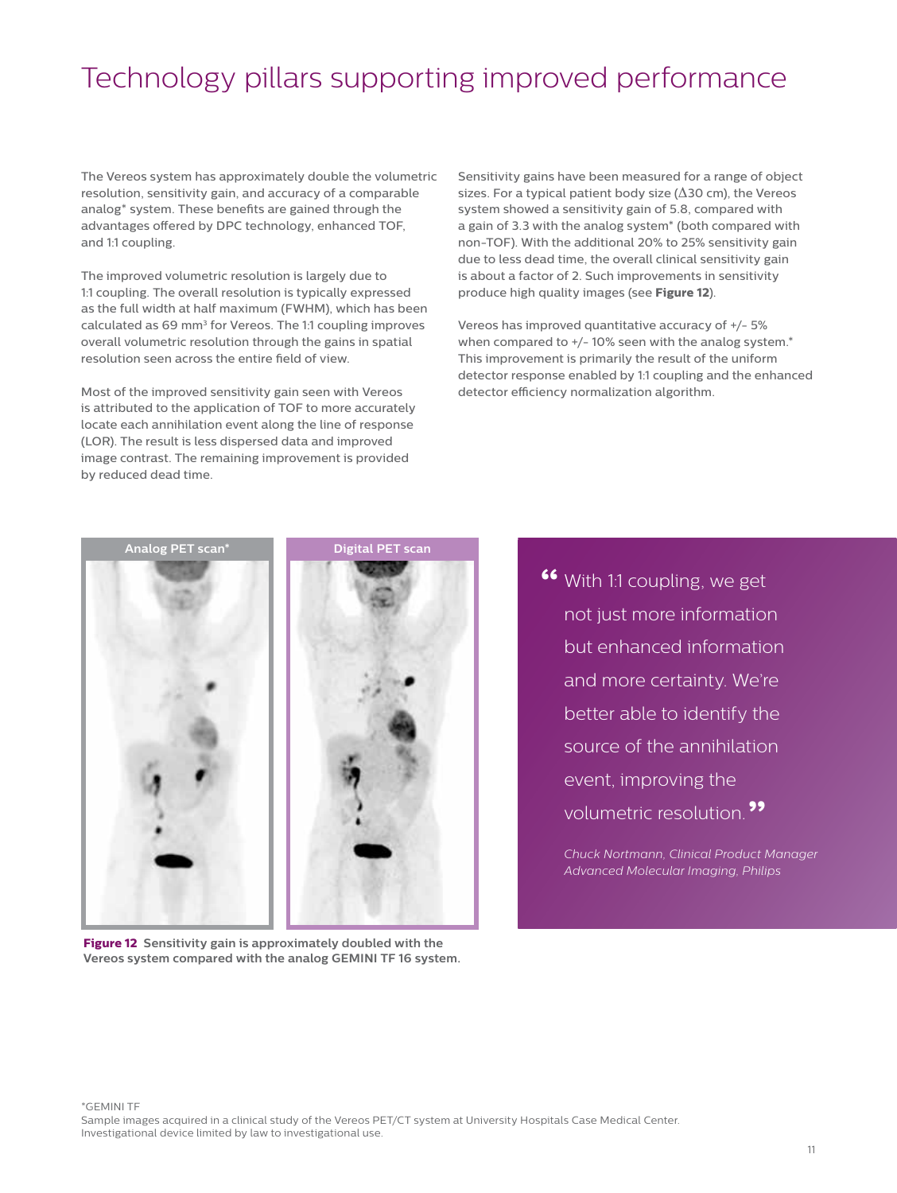# Technology pillars supporting improved performance

The Vereos system has approximately double the volumetric resolution, sensitivity gain, and accuracy of a comparable analog* system. These benefits are gained through the advantages offered by DPC technology, enhanced TOF, and 1:1 coupling.

The improved volumetric resolution is largely due to 1:1 coupling. The overall resolution is typically expressed as the full width at half maximum (FWHM), which has been calculated as 69 $mm^3$ for Vereos. The 1:1 coupling improves overall volumetric resolution through the gains in spatial resolution seen across the entire field of view.

Most of the improved sensitivity gain seen with Vereos is attributed to the application of TOF to more accurately locate each annihilation event along the line of response (LOR). The result is less dispersed data and improved image contrast. The remaining improvement is provided by reduced dead time.

Sensitivity gains have been measured for a range of object sizes. For a typical patient body size (Δ30 cm), the Vereos system showed a sensitivity gain of 5.8, compared with a gain of 3.3 with the analog system* (both compared with non-TOF). With the additional 20% to 25% sensitivity gain due to less dead time, the overall clinical sensitivity gain is about a factor of 2. Such improvements in sensitivity produce high quality images (see **Figure 12**).

Vereos has improved quantitative accuracy of +/- 5% when compared to +/- 10% seen with the analog system.* This improvement is primarily the result of the uniform detector response enabled by 1:1 coupling and the enhanced detector efficiency normalization algorithm.

Analog PET scan* | Digital PET scan

**Figure 12** **Sensitivity gain is approximately doubled with the Vereos system compared with the analog GEMINI TF 16 system.**

> "With 1:1 coupling, we get not just more information but enhanced information and more certainty. We're better able to identify the source of the annihilation event, improving the volumetric resolution."
>
> *Chuck Nortmann, Clinical Product Manager Advanced Molecular Imaging, Philips*

*GEMINI TF

Sample images acquired in a clinical study of the Vereos PET/CT system at University Hospitals Case Medical Center. Investigational device limited by law to investigational use.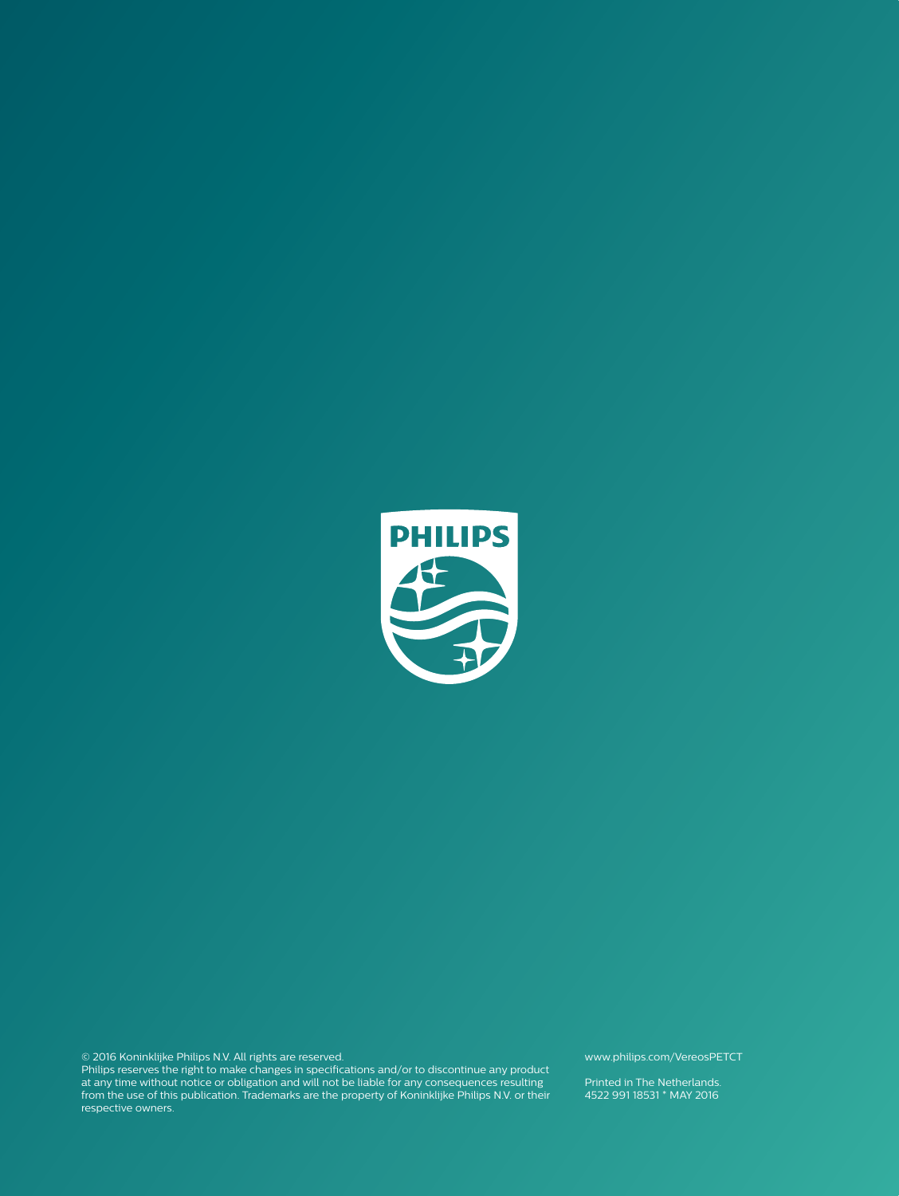PHILIPS

© 2016 Koninklijke Philips N.V. All rights are reserved.
Philips reserves the right to make changes in specifications and/or to discontinue any product at any time without notice or obligation and will not be liable for any consequences resulting from the use of this publication. Trademarks are the property of Koninklijke Philips N.V. or their respective owners.

www.philips.com/VereosPETCT

Printed in The Netherlands.
4522 991 18531 * MAY 2016